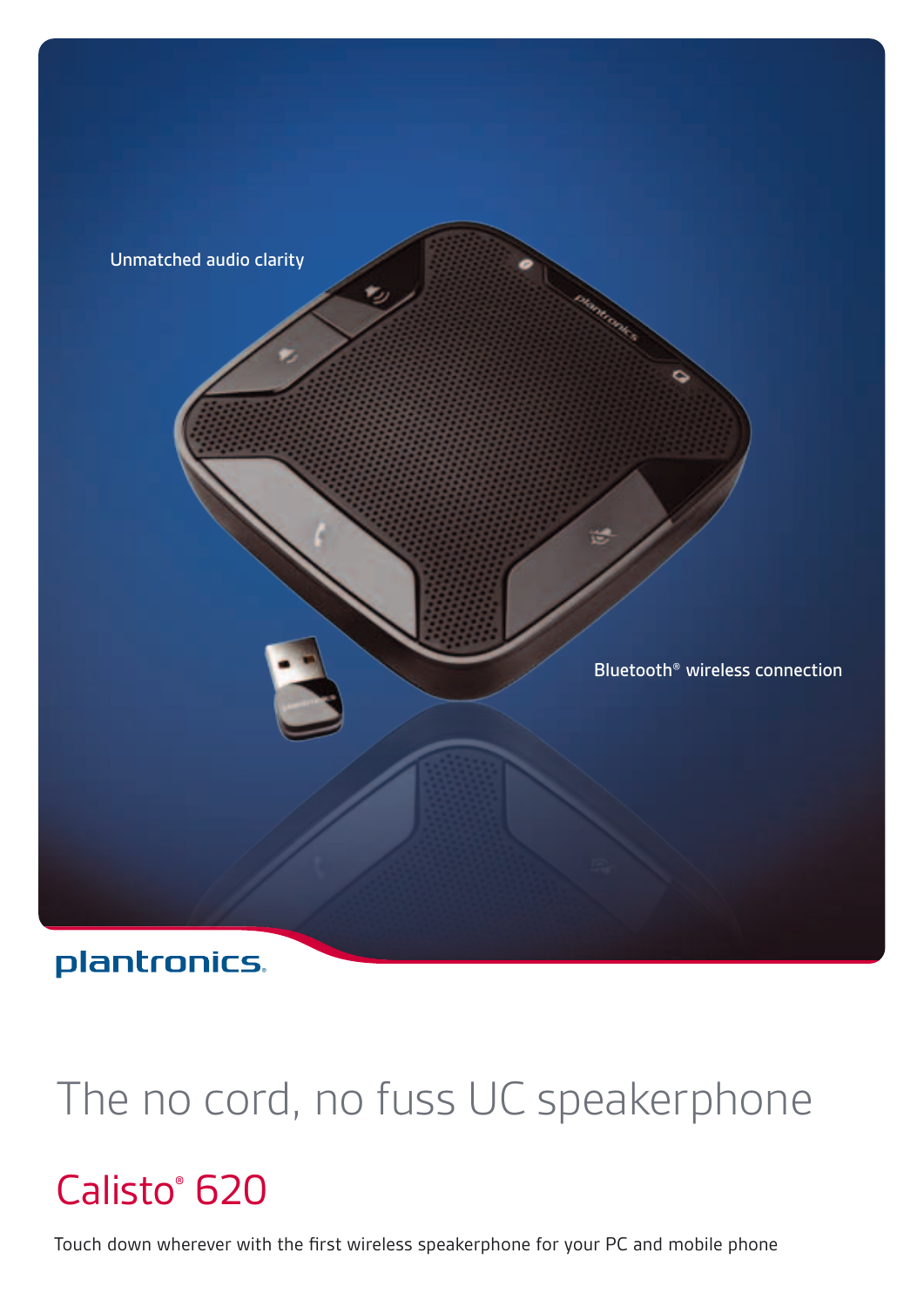Unmatched audio clarity

Bluetooth® wireless connection

plantronics.

# The no cord, no fuss UC speakerphone

## Calisto® 620

Touch down wherever with the first wireless speakerphone for your PC and mobile phone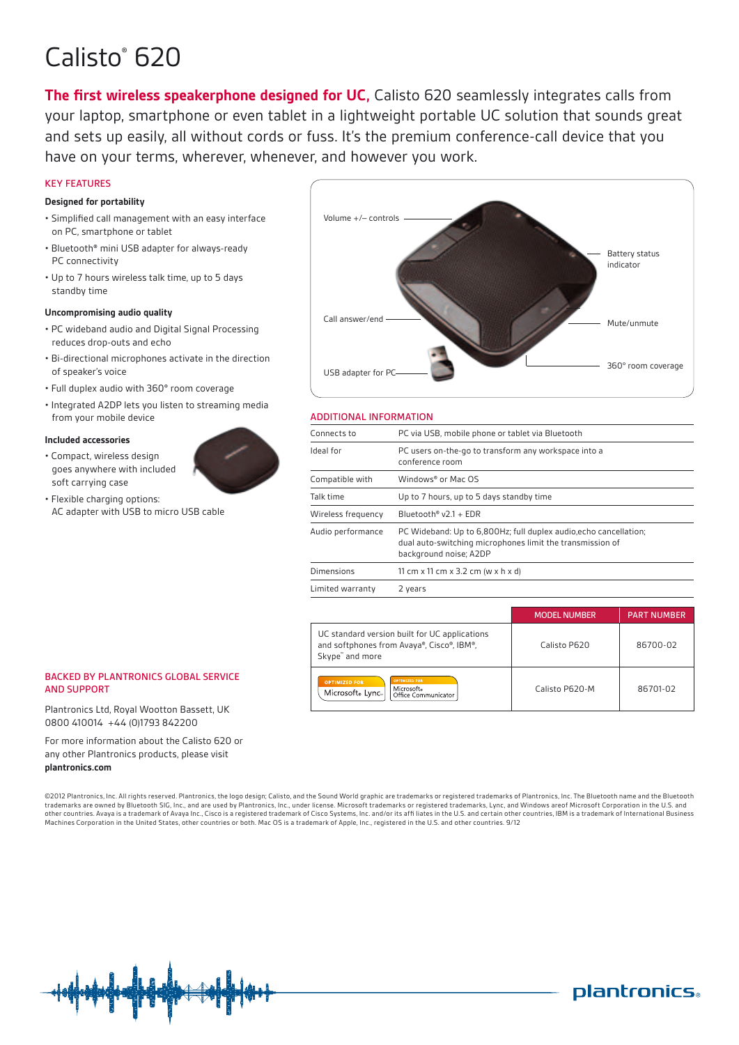# Calisto® 620

**The first wireless speakerphone designed for UC,** Calisto 620 seamlessly integrates calls from your laptop, smartphone or even tablet in a lightweight portable UC solution that sounds great and sets up easily, all without cords or fuss. It's the premium conference-call device that you have on your terms, wherever, whenever, and however you work.

## KEY FEATURES

### Designed for portability

- Simplified call management with an easy interface on PC, smartphone or tablet
- Bluetooth® mini USB adapter for always-ready PC connectivity
- Up to 7 hours wireless talk time, up to 5 days standby time

### Uncompromising audio quality

- PC wideband audio and Digital Signal Processing reduces drop-outs and echo
- Bi-directional microphones activate in the direction of speaker's voice
- Full duplex audio with 360° room coverage
- Integrated A2DP lets you listen to streaming media from your mobile device

### Included accessories

- Compact, wireless design goes anywhere with included soft carrying case
- Flexible charging options: AC adapter with USB to micro USB cable

Volume +/– controls

Battery status indicator

Call answer/end

Mute/unmute

USB adapter for PC

360° room coverage

## ADDITIONAL INFORMATION

| | |
|---|---|
| Connects to | PC via USB, mobile phone or tablet via Bluetooth |
| Ideal for | PC users on-the-go to transform any workspace into a conference room |
| Compatible with | Windows® or Mac OS |
| Talk time | Up to 7 hours, up to 5 days standby time |
| Wireless frequency | Bluetooth® v2.1 + EDR |
| Audio performance | PC Wideband: Up to 6,800Hz; full duplex audio,echo cancellation; dual auto-switching microphones limit the transmission of background noise; A2DP |
| Dimensions | 11 cm x 11 cm x 3.2 cm (w x h x d) |
| Limited warranty | 2 years |

| | MODEL NUMBER | PART NUMBER |
|---|---|---|
| UC standard version built for UC applications and softphones from Avaya®, Cisco®, IBM®, Skype™ and more | Calisto P620 | 86700-02 |
| OPTIMIZED FOR Microsoft® Lync™ / OPTIMIZED FOR Microsoft® Office Communicator | Calisto P620-M | 86701-02 |

## BACKED BY PLANTRONICS GLOBAL SERVICE AND SUPPORT

Plantronics Ltd, Royal Wootton Bassett, UK
0800 410014 +44 (0)1793 842200

For more information about the Calisto 620 or any other Plantronics products, please visit **plantronics.com**

©2012 Plantronics, Inc. All rights reserved. Plantronics, the logo design; Calisto, and the Sound World graphic are trademarks or registered trademarks of Plantronics, Inc. The Bluetooth name and the Bluetooth trademarks are owned by Bluetooth SIG, Inc., and are used by Plantronics, Inc., under license. Microsoft trademarks or registered trademarks, Lync, and Windows areof Microsoft Corporation in the U.S. and other countries. Avaya is a trademark of Avaya Inc., Cisco is a registered trademark of Cisco Systems, Inc. and/or its affi liates in the U.S. and certain other countries, IBM is a trademark of International Business Machines Corporation in the United States, other countries or both. Mac OS is a trademark of Apple, Inc., registered in the U.S. and other countries. 9/12

plantronics.